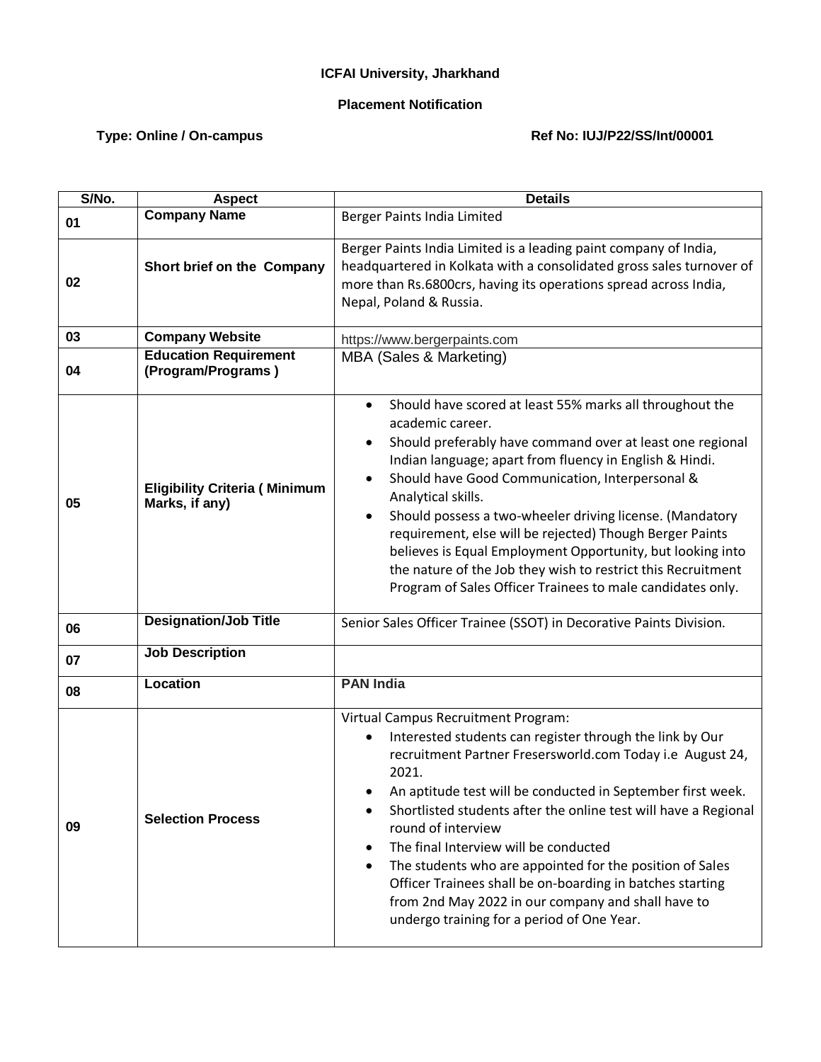**ICFAI University, Jharkhand**

**Placement Notification**

**Type: Online / On-campus** **Ref No: IUJ/P22/SS/Int/00001**

| S/No. | Aspect | Details |
|---|---|---|
| 01 | **Company Name** | Berger Paints India Limited |
| 02 | **Short brief on the Company** | Berger Paints India Limited is a leading paint company of India, headquartered in Kolkata with a consolidated gross sales turnover of more than Rs.6800crs, having its operations spread across India, Nepal, Poland & Russia. |
| 03 | **Company Website** | https://www.bergerpaints.com |
| 04 | **Education Requirement (Program/Programs )** | MBA (Sales & Marketing) |
| 05 | **Eligibility Criteria ( Minimum Marks, if any)** | • Should have scored at least 55% marks all throughout the academic career.<br>• Should preferably have command over at least one regional Indian language; apart from fluency in English & Hindi.<br>• Should have Good Communication, Interpersonal & Analytical skills.<br>• Should possess a two-wheeler driving license. (Mandatory requirement, else will be rejected) Though Berger Paints believes is Equal Employment Opportunity, but looking into the nature of the Job they wish to restrict this Recruitment Program of Sales Officer Trainees to male candidates only. |
| 06 | **Designation/Job Title** | Senior Sales Officer Trainee (SSOT) in Decorative Paints Division. |
| 07 | **Job Description** | |
| 08 | **Location** | **PAN India** |
| 09 | **Selection Process** | Virtual Campus Recruitment Program:<br>• Interested students can register through the link by Our recruitment Partner Fresersworld.com Today i.e August 24, 2021.<br>• An aptitude test will be conducted in September first week.<br>• Shortlisted students after the online test will have a Regional round of interview<br>• The final Interview will be conducted<br>• The students who are appointed for the position of Sales Officer Trainees shall be on-boarding in batches starting from 2nd May 2022 in our company and shall have to undergo training for a period of One Year. |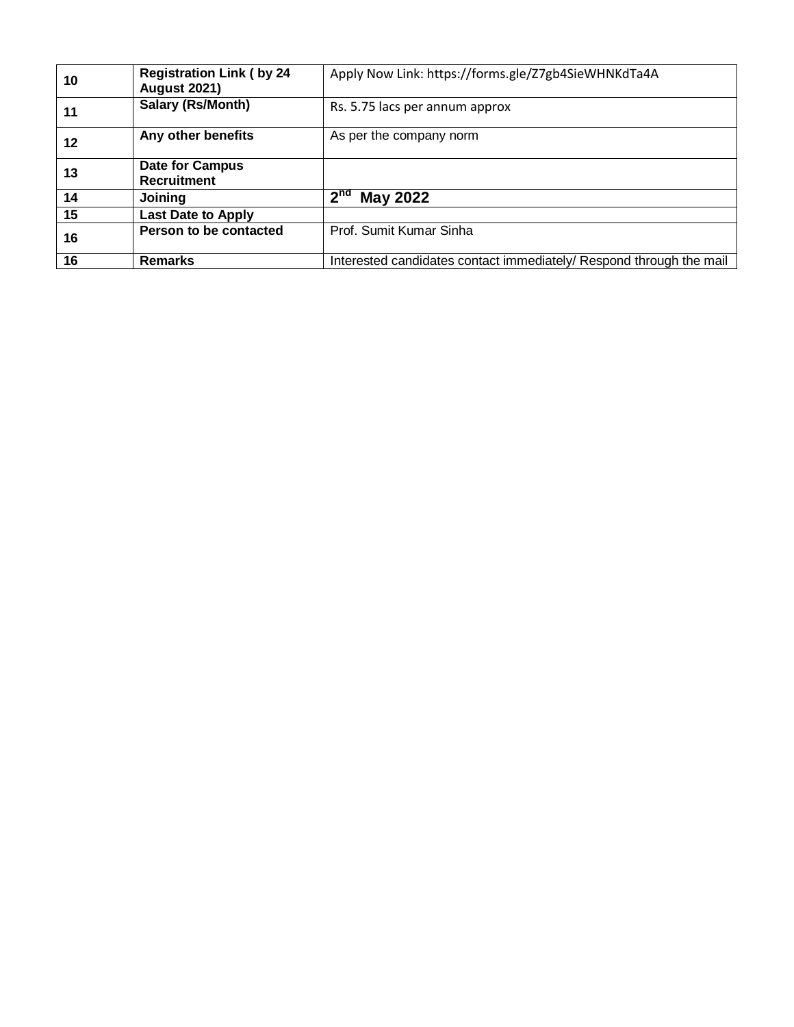| | | |
|---|---|---|
| 10 | **Registration Link ( by 24 August 2021)** | Apply Now Link: https://forms.gle/Z7gb4SieWHNKdTa4A |
| 11 | **Salary (Rs/Month)** | Rs. 5.75 lacs per annum approx |
| 12 | **Any other benefits** | As per the company norm |
| 13 | **Date for Campus Recruitment** | |
| 14 | **Joining** | **2nd May 2022** |
| 15 | **Last Date to Apply** | |
| 16 | **Person to be contacted** | Prof. Sumit Kumar Sinha |
| 16 | **Remarks** | Interested candidates contact immediately/ Respond through the mail |